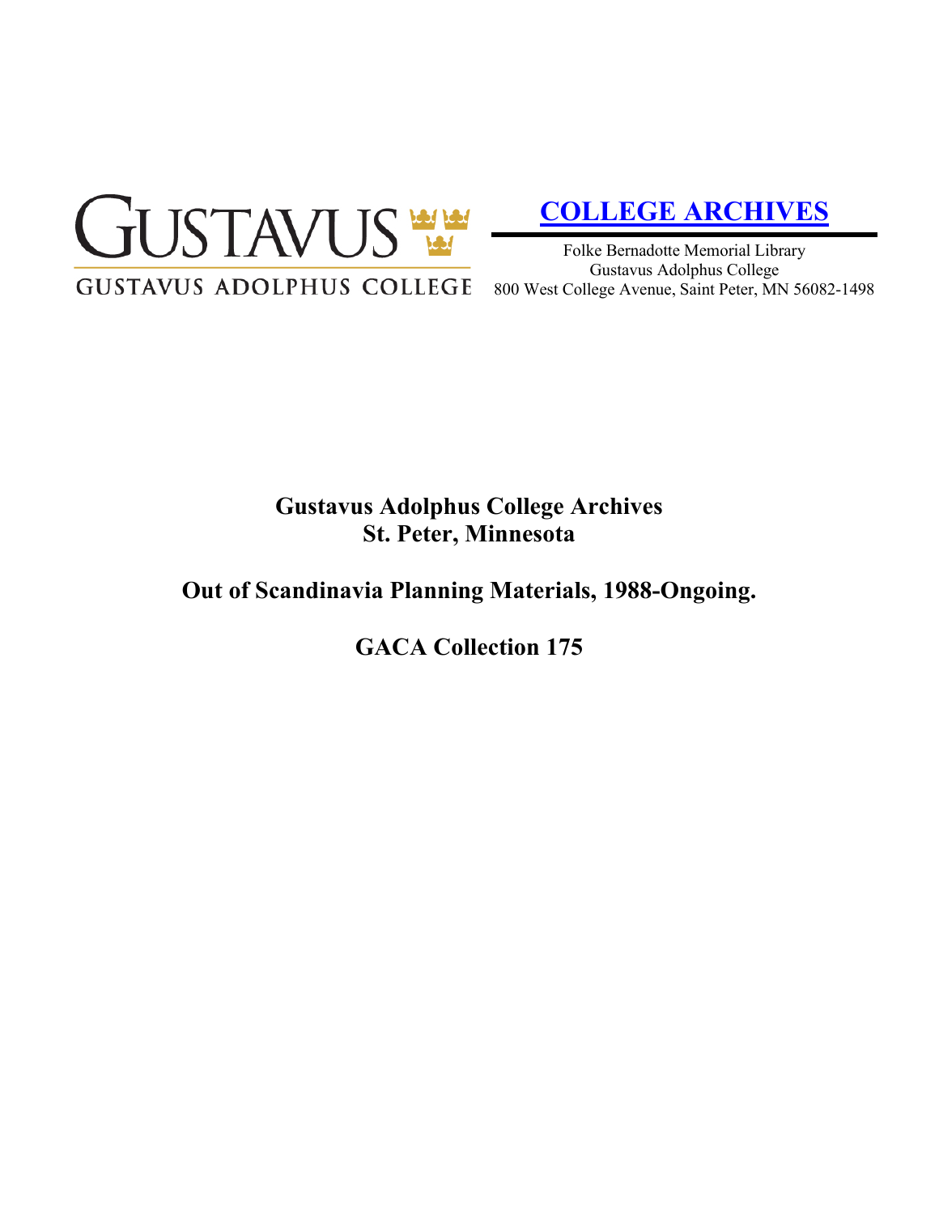GUSTAVUS
GUSTAVUS ADOLPHUS COLLEGE

**COLLEGE ARCHIVES**

Folke Bernadotte Memorial Library
Gustavus Adolphus College
800 West College Avenue, Saint Peter, MN 56082-1498

# Gustavus Adolphus College Archives
# St. Peter, Minnesota

## Out of Scandinavia Planning Materials, 1988-Ongoing.

## GACA Collection 175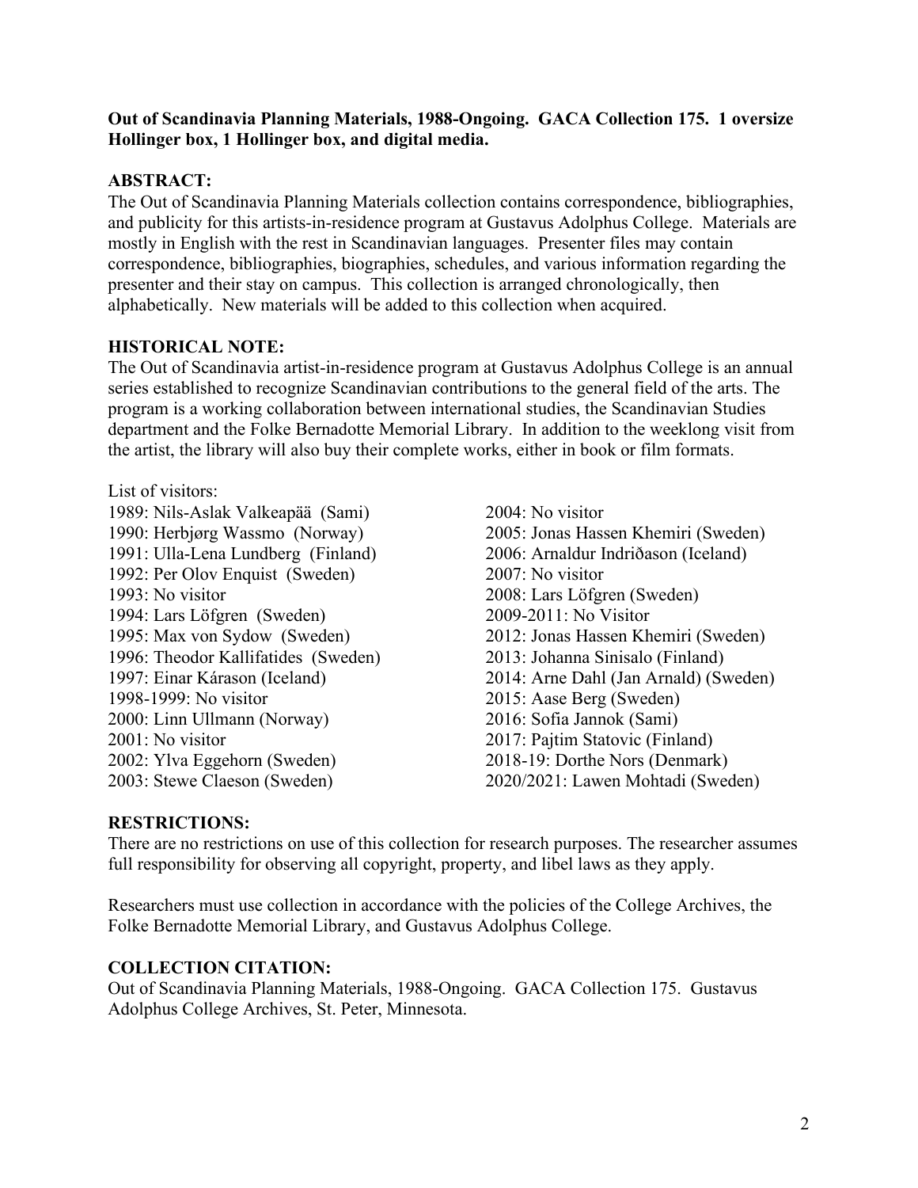**Out of Scandinavia Planning Materials, 1988-Ongoing. GACA Collection 175. 1 oversize Hollinger box, 1 Hollinger box, and digital media.**

## ABSTRACT:

The Out of Scandinavia Planning Materials collection contains correspondence, bibliographies, and publicity for this artists-in-residence program at Gustavus Adolphus College. Materials are mostly in English with the rest in Scandinavian languages. Presenter files may contain correspondence, bibliographies, biographies, schedules, and various information regarding the presenter and their stay on campus. This collection is arranged chronologically, then alphabetically. New materials will be added to this collection when acquired.

## HISTORICAL NOTE:

The Out of Scandinavia artist-in-residence program at Gustavus Adolphus College is an annual series established to recognize Scandinavian contributions to the general field of the arts. The program is a working collaboration between international studies, the Scandinavian Studies department and the Folke Bernadotte Memorial Library. In addition to the weeklong visit from the artist, the library will also buy their complete works, either in book or film formats.

List of visitors:

1989: Nils-Aslak Valkeapää (Sami)
1990: Herbjørg Wassmo (Norway)
1991: Ulla-Lena Lundberg (Finland)
1992: Per Olov Enquist (Sweden)
1993: No visitor
1994: Lars Löfgren (Sweden)
1995: Max von Sydow (Sweden)
1996: Theodor Kallifatides (Sweden)
1997: Einar Kárason (Iceland)
1998-1999: No visitor
2000: Linn Ullmann (Norway)
2001: No visitor
2002: Ylva Eggehorn (Sweden)
2003: Stewe Claeson (Sweden)
2004: No visitor
2005: Jonas Hassen Khemiri (Sweden)
2006: Arnaldur Indriðason (Iceland)
2007: No visitor
2008: Lars Löfgren (Sweden)
2009-2011: No Visitor
2012: Jonas Hassen Khemiri (Sweden)
2013: Johanna Sinisalo (Finland)
2014: Arne Dahl (Jan Arnald) (Sweden)
2015: Aase Berg (Sweden)
2016: Sofia Jannok (Sami)
2017: Pajtim Statovic (Finland)
2018-19: Dorthe Nors (Denmark)
2020/2021: Lawen Mohtadi (Sweden)

## RESTRICTIONS:

There are no restrictions on use of this collection for research purposes. The researcher assumes full responsibility for observing all copyright, property, and libel laws as they apply.

Researchers must use collection in accordance with the policies of the College Archives, the Folke Bernadotte Memorial Library, and Gustavus Adolphus College.

## COLLECTION CITATION:

Out of Scandinavia Planning Materials, 1988-Ongoing. GACA Collection 175. Gustavus Adolphus College Archives, St. Peter, Minnesota.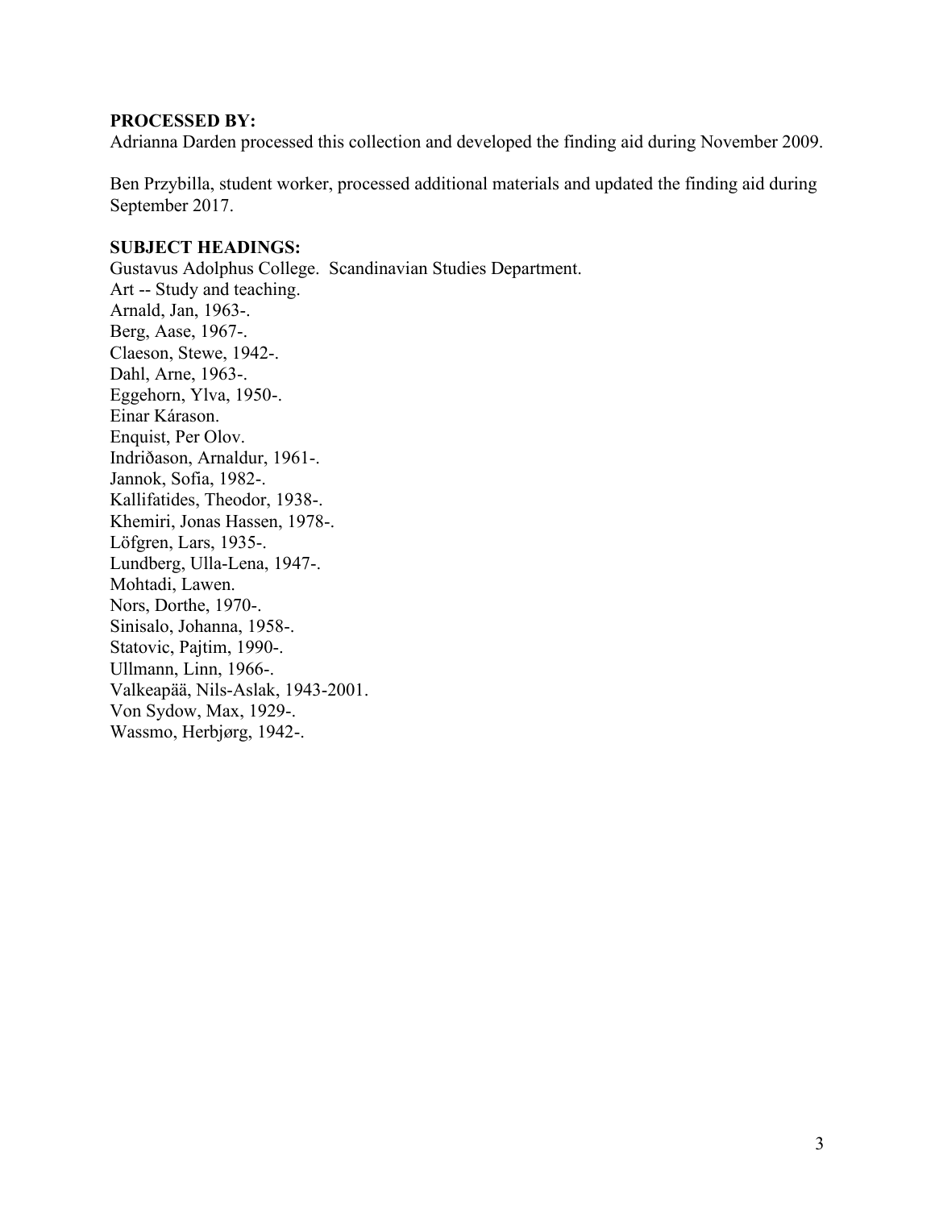**PROCESSED BY:**
Adrianna Darden processed this collection and developed the finding aid during November 2009.

Ben Przybilla, student worker, processed additional materials and updated the finding aid during September 2017.

**SUBJECT HEADINGS:**
Gustavus Adolphus College. Scandinavian Studies Department.
Art -- Study and teaching.
Arnald, Jan, 1963-.
Berg, Aase, 1967-.
Claeson, Stewe, 1942-.
Dahl, Arne, 1963-.
Eggehorn, Ylva, 1950-.
Einar Kárason.
Enquist, Per Olov.
Indriðason, Arnaldur, 1961-.
Jannok, Sofia, 1982-.
Kallifatides, Theodor, 1938-.
Khemiri, Jonas Hassen, 1978-.
Löfgren, Lars, 1935-.
Lundberg, Ulla-Lena, 1947-.
Mohtadi, Lawen.
Nors, Dorthe, 1970-.
Sinisalo, Johanna, 1958-.
Statovic, Pajtim, 1990-.
Ullmann, Linn, 1966-.
Valkeapää, Nils-Aslak, 1943-2001.
Von Sydow, Max, 1929-.
Wassmo, Herbjørg, 1942-.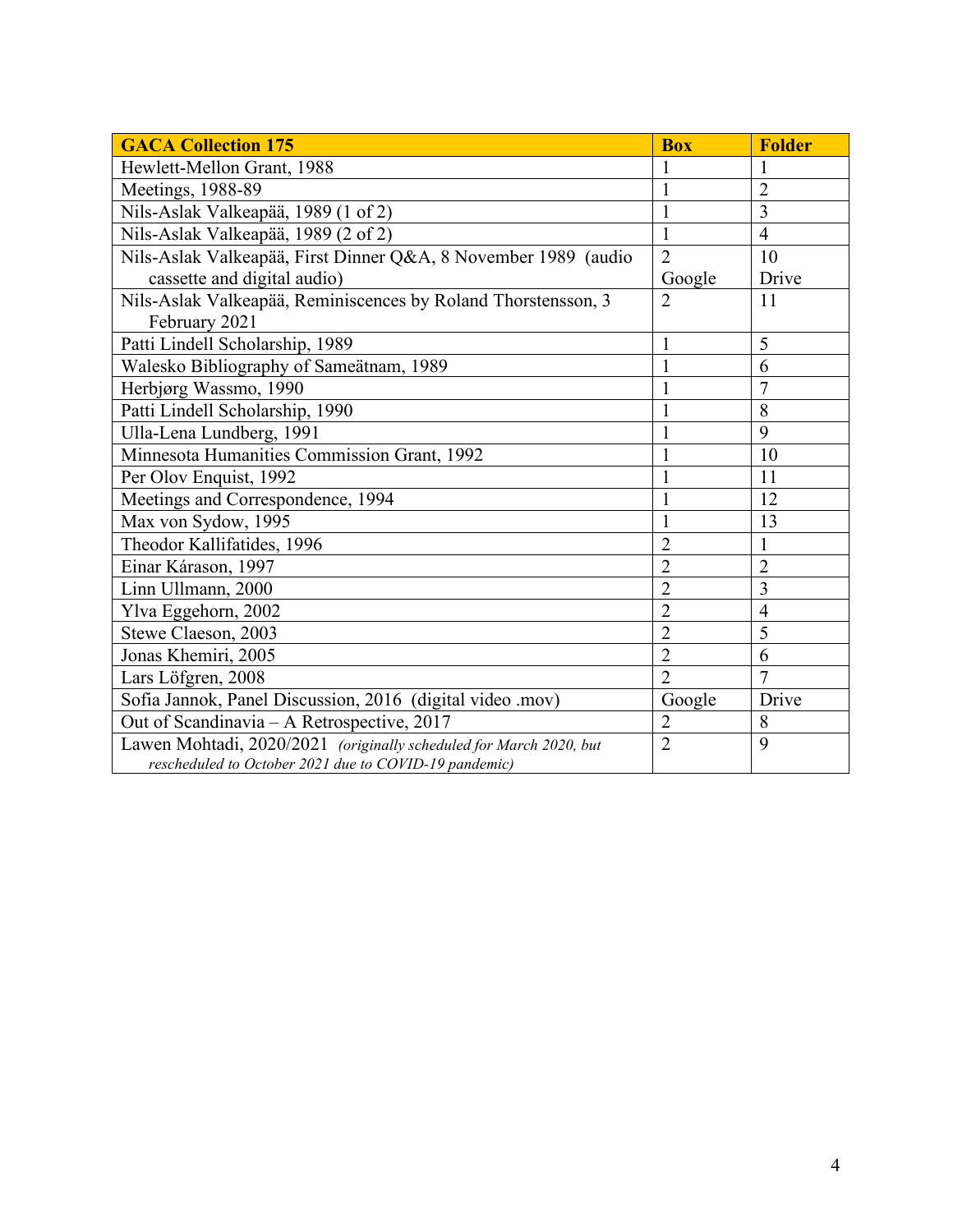| GACA Collection 175 | Box | Folder |
|---|---|---|
| Hewlett-Mellon Grant, 1988 | 1 | 1 |
| Meetings, 1988-89 | 1 | 2 |
| Nils-Aslak Valkeapää, 1989 (1 of 2) | 1 | 3 |
| Nils-Aslak Valkeapää, 1989 (2 of 2) | 1 | 4 |
| Nils-Aslak Valkeapää, First Dinner Q&A, 8 November 1989 (audio cassette and digital audio) | 2 Google | 10 Drive |
| Nils-Aslak Valkeapää, Reminiscences by Roland Thorstensson, 3 February 2021 | 2 | 11 |
| Patti Lindell Scholarship, 1989 | 1 | 5 |
| Walesko Bibliography of Sameätnam, 1989 | 1 | 6 |
| Herbjørg Wassmo, 1990 | 1 | 7 |
| Patti Lindell Scholarship, 1990 | 1 | 8 |
| Ulla-Lena Lundberg, 1991 | 1 | 9 |
| Minnesota Humanities Commission Grant, 1992 | 1 | 10 |
| Per Olov Enquist, 1992 | 1 | 11 |
| Meetings and Correspondence, 1994 | 1 | 12 |
| Max von Sydow, 1995 | 1 | 13 |
| Theodor Kallifatides, 1996 | 2 | 1 |
| Einar Kárason, 1997 | 2 | 2 |
| Linn Ullmann, 2000 | 2 | 3 |
| Ylva Eggehorn, 2002 | 2 | 4 |
| Stewe Claeson, 2003 | 2 | 5 |
| Jonas Khemiri, 2005 | 2 | 6 |
| Lars Löfgren, 2008 | 2 | 7 |
| Sofia Jannok, Panel Discussion, 2016 (digital video .mov) | Google | Drive |
| Out of Scandinavia – A Retrospective, 2017 | 2 | 8 |
| Lawen Mohtadi, 2020/2021 *(originally scheduled for March 2020, but rescheduled to October 2021 due to COVID-19 pandemic)* | 2 | 9 |